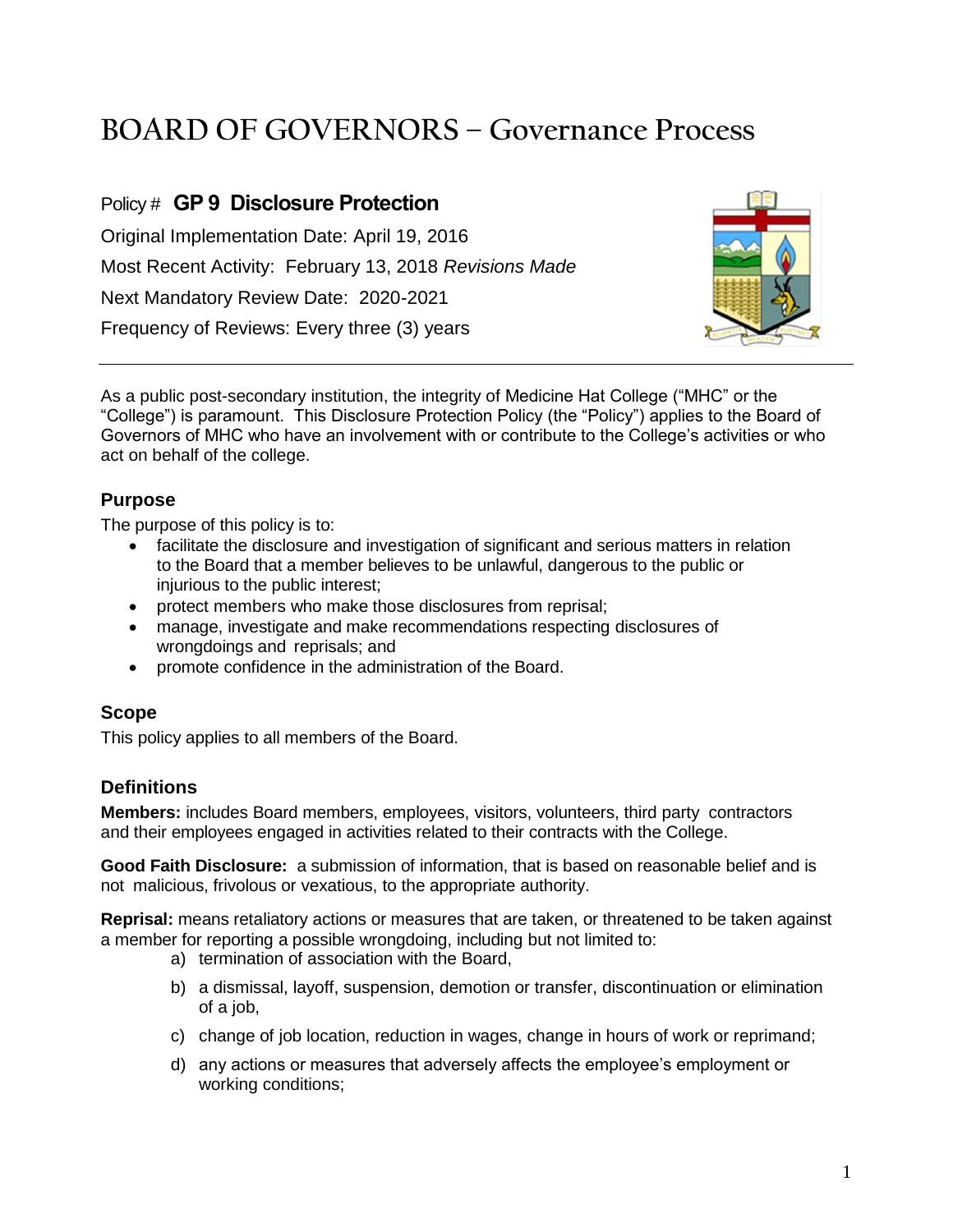# BOARD OF GOVERNORS – Governance Process

Policy # **GP 9 Disclosure Protection**

Original Implementation Date: April 19, 2016

Most Recent Activity: February 13, 2018 *Revisions Made*

Next Mandatory Review Date: 2020-2021

Frequency of Reviews: Every three (3) years

---

As a public post-secondary institution, the integrity of Medicine Hat College ("MHC" or the "College") is paramount. This Disclosure Protection Policy (the "Policy") applies to the Board of Governors of MHC who have an involvement with or contribute to the College's activities or who act on behalf of the college.

## Purpose

The purpose of this policy is to:

- facilitate the disclosure and investigation of significant and serious matters in relation to the Board that a member believes to be unlawful, dangerous to the public or injurious to the public interest;
- protect members who make those disclosures from reprisal;
- manage, investigate and make recommendations respecting disclosures of wrongdoings and reprisals; and
- promote confidence in the administration of the Board.

## Scope

This policy applies to all members of the Board.

## Definitions

**Members:** includes Board members, employees, visitors, volunteers, third party contractors and their employees engaged in activities related to their contracts with the College.

**Good Faith Disclosure:** a submission of information, that is based on reasonable belief and is not malicious, frivolous or vexatious, to the appropriate authority.

**Reprisal:** means retaliatory actions or measures that are taken, or threatened to be taken against a member for reporting a possible wrongdoing, including but not limited to:

a) termination of association with the Board,

b) a dismissal, layoff, suspension, demotion or transfer, discontinuation or elimination of a job,

c) change of job location, reduction in wages, change in hours of work or reprimand;

d) any actions or measures that adversely affects the employee's employment or working conditions;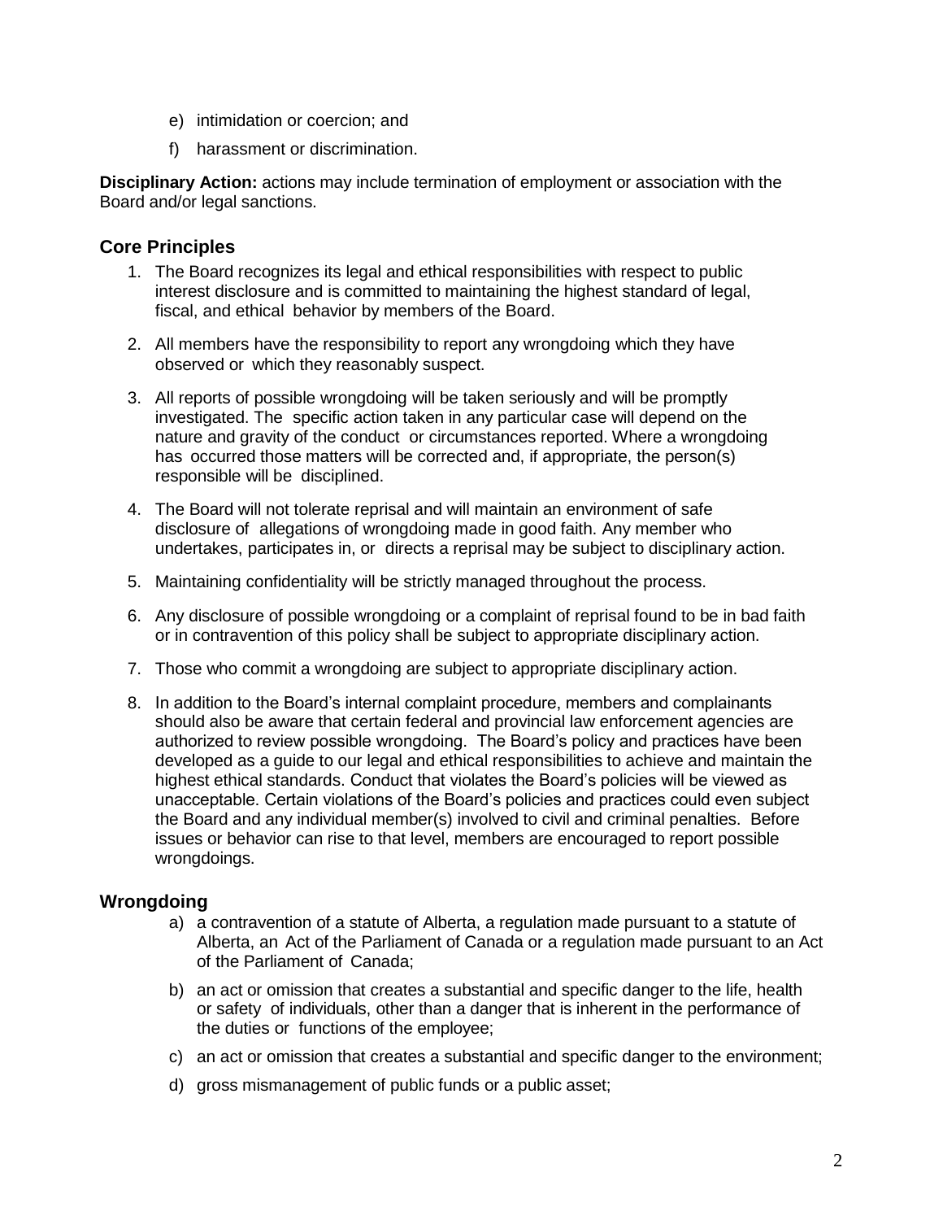e) intimidation or coercion; and

f) harassment or discrimination.

**Disciplinary Action:** actions may include termination of employment or association with the Board and/or legal sanctions.

## Core Principles

1. The Board recognizes its legal and ethical responsibilities with respect to public interest disclosure and is committed to maintaining the highest standard of legal, fiscal, and ethical behavior by members of the Board.

2. All members have the responsibility to report any wrongdoing which they have observed or which they reasonably suspect.

3. All reports of possible wrongdoing will be taken seriously and will be promptly investigated. The specific action taken in any particular case will depend on the nature and gravity of the conduct or circumstances reported. Where a wrongdoing has occurred those matters will be corrected and, if appropriate, the person(s) responsible will be disciplined.

4. The Board will not tolerate reprisal and will maintain an environment of safe disclosure of allegations of wrongdoing made in good faith. Any member who undertakes, participates in, or directs a reprisal may be subject to disciplinary action.

5. Maintaining confidentiality will be strictly managed throughout the process.

6. Any disclosure of possible wrongdoing or a complaint of reprisal found to be in bad faith or in contravention of this policy shall be subject to appropriate disciplinary action.

7. Those who commit a wrongdoing are subject to appropriate disciplinary action.

8. In addition to the Board's internal complaint procedure, members and complainants should also be aware that certain federal and provincial law enforcement agencies are authorized to review possible wrongdoing. The Board's policy and practices have been developed as a guide to our legal and ethical responsibilities to achieve and maintain the highest ethical standards. Conduct that violates the Board's policies will be viewed as unacceptable. Certain violations of the Board's policies and practices could even subject the Board and any individual member(s) involved to civil and criminal penalties. Before issues or behavior can rise to that level, members are encouraged to report possible wrongdoings.

## Wrongdoing

a) a contravention of a statute of Alberta, a regulation made pursuant to a statute of Alberta, an Act of the Parliament of Canada or a regulation made pursuant to an Act of the Parliament of Canada;

b) an act or omission that creates a substantial and specific danger to the life, health or safety of individuals, other than a danger that is inherent in the performance of the duties or functions of the employee;

c) an act or omission that creates a substantial and specific danger to the environment;

d) gross mismanagement of public funds or a public asset;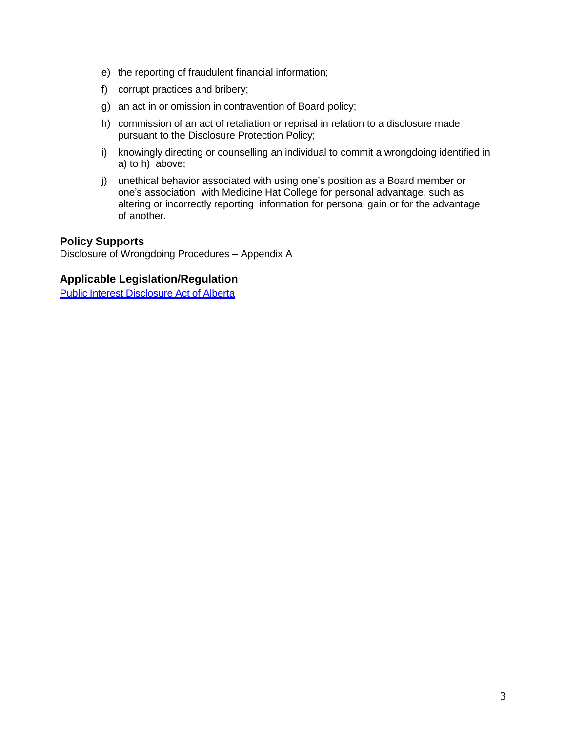e) the reporting of fraudulent financial information;

f) corrupt practices and bribery;

g) an act in or omission in contravention of Board policy;

h) commission of an act of retaliation or reprisal in relation to a disclosure made pursuant to the Disclosure Protection Policy;

i) knowingly directing or counselling an individual to commit a wrongdoing identified in a) to h) above;

j) unethical behavior associated with using one's position as a Board member or one's association with Medicine Hat College for personal advantage, such as altering or incorrectly reporting information for personal gain or for the advantage of another.

### Policy Supports

Disclosure of Wrongdoing Procedures – Appendix A

### Applicable Legislation/Regulation

Public Interest Disclosure Act of Alberta